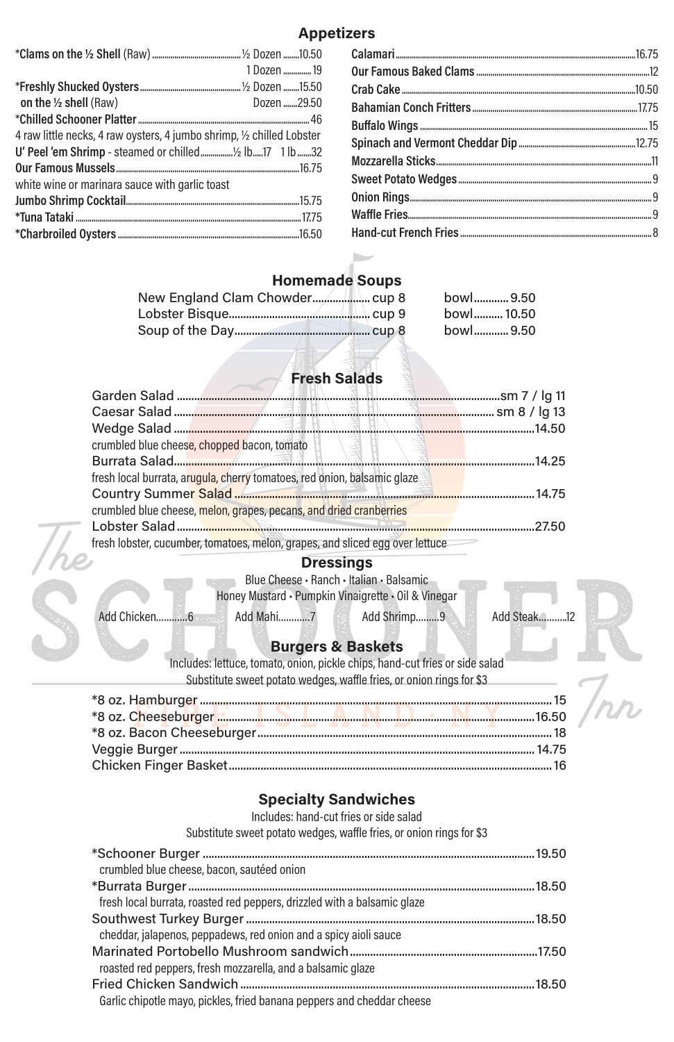## Appetizers

*Clams on the ½ Shell (Raw) ½ Dozen 10.50
1 Dozen 19
*Freshly Shucked Oysters on the ½ shell (Raw) ½ Dozen 15.50
Dozen 29.50
*Chilled Schooner Platter 46
4 raw little necks, 4 raw oysters, 4 jumbo shrimp, ½ chilled Lobster
U' Peel 'em Shrimp - steamed or chilled ½ lb 17 1 lb 32
Our Famous Mussels 16.75
white wine or marinara sauce with garlic toast
Jumbo Shrimp Cocktail 15.75
*Tuna Tataki 17.75
*Charbroiled Oysters 16.50

Calamari 16.75
Our Famous Baked Clams 12
Crab Cake 10.50
Bahamian Conch Fritters 17.75
Buffalo Wings 15
Spinach and Vermont Cheddar Dip 12.75
Mozzarella Sticks 11
Sweet Potato Wedges 9
Onion Rings 9
Waffle Fries 9
Hand-cut French Fries 8

## Homemade Soups

New England Clam Chowder cup 8 bowl 9.50
Lobster Bisque cup 9 bowl 10.50
Soup of the Day cup 8 bowl 9.50

## Fresh Salads

Garden Salad sm 7 / lg 11
Caesar Salad sm 8 / lg 13
Wedge Salad 14.50
crumbled blue cheese, chopped bacon, tomato
Burrata Salad 14.25
fresh local burrata, arugula, cherry tomatoes, red onion, balsamic glaze
Country Summer Salad 14.75
crumbled blue cheese, melon, grapes, pecans, and dried cranberries
Lobster Salad 27.50
fresh lobster, cucumber, tomatoes, melon, grapes, and sliced egg over lettuce

## Dressings

Blue Cheese • Ranch • Italian • Balsamic
Honey Mustard • Pumpkin Vinaigrette • Oil & Vinegar

Add Chicken 6 Add Mahi 7 Add Shrimp 9 Add Steak 12

The Schooner Inn
Fire Island • NY

## Burgers & Baskets

Includes: lettuce, tomato, onion, pickle chips, hand-cut fries or side salad
Substitute sweet potato wedges, waffle fries, or onion rings for $3

*8 oz. Hamburger 15
*8 oz. Cheeseburger 16.50
*8 oz. Bacon Cheeseburger 18
Veggie Burger 14.75
Chicken Finger Basket 16

## Specialty Sandwiches

Includes: hand-cut fries or side salad
Substitute sweet potato wedges, waffle fries, or onion rings for $3

*Schooner Burger 19.50
crumbled blue cheese, bacon, sautéed onion
*Burrata Burger 18.50
fresh local burrata, roasted red peppers, drizzled with a balsamic glaze
Southwest Turkey Burger 18.50
cheddar, jalapenos, peppadews, red onion and a spicy aioli sauce
Marinated Portobello Mushroom sandwich 17.50
roasted red peppers, fresh mozzarella, and a balsamic glaze
Fried Chicken Sandwich 18.50
Garlic chipotle mayo, pickles, fried banana peppers and cheddar cheese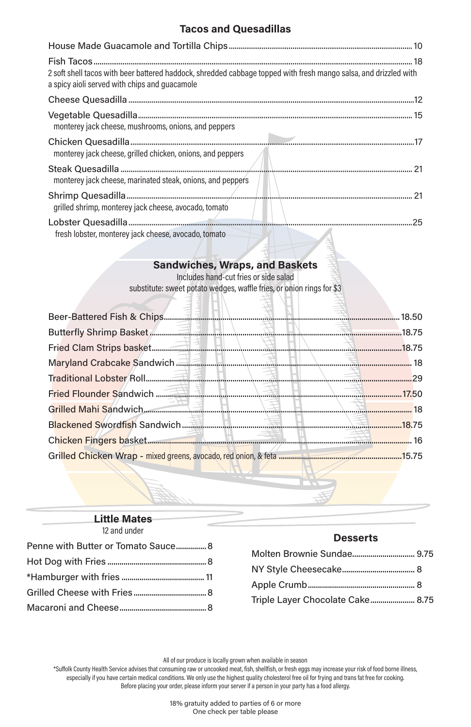## Tacos and Quesadillas

House Made Guacamole and Tortilla Chips .......... 10

Fish Tacos .......... 18
2 soft shell tacos with beer battered haddock, shredded cabbage topped with fresh mango salsa, and drizzled with a spicy aioli served with chips and guacamole

Cheese Quesadilla .......... 12

Vegetable Quesadilla .......... 15
monterey jack cheese, mushrooms, onions, and peppers

Chicken Quesadilla .......... 17
monterey jack cheese, grilled chicken, onions, and peppers

Steak Quesadilla .......... 21
monterey jack cheese, marinated steak, onions, and peppers

Shrimp Quesadilla .......... 21
grilled shrimp, monterey jack cheese, avocado, tomato

Lobster Quesadilla .......... 25
fresh lobster, monterey jack cheese, avocado, tomato

## Sandwiches, Wraps, and Baskets

Includes hand-cut fries or side salad
substitute: sweet potato wedges, waffle fries, or onion rings for $3

Beer-Battered Fish & Chips .......... 18.50

Butterfly Shrimp Basket .......... 18.75

Fried Clam Strips basket .......... 18.75

Maryland Crabcake Sandwich .......... 18

Traditional Lobster Roll .......... 29

Fried Flounder Sandwich .......... 17.50

Grilled Mahi Sandwich .......... 18

Blackened Swordfish Sandwich .......... 18.75

Chicken Fingers basket .......... 16

Grilled Chicken Wrap - mixed greens, avocado, red onion, & feta .......... 15.75

## Little Mates

12 and under

Penne with Butter or Tomato Sauce .......... 8

Hot Dog with Fries .......... 8

*Hamburger with fries .......... 11

Grilled Cheese with Fries .......... 8

Macaroni and Cheese .......... 8

## Desserts

Molten Brownie Sundae .......... 9.75

NY Style Cheesecake .......... 8

Apple Crumb .......... 8

Triple Layer Chocolate Cake .......... 8.75

All of our produce is locally grown when available in season
*Suffolk County Health Service advises that consuming raw or uncooked meat, fish, shellfish, or fresh eggs may increase your risk of food borne illness, especially if you have certain medical conditions. We only use the highest quality cholesterol free oil for frying and trans fat free for cooking.
Before placing your order, please inform your server if a person in your party has a food allergy.

18% gratuity added to parties of 6 or more
One check per table please